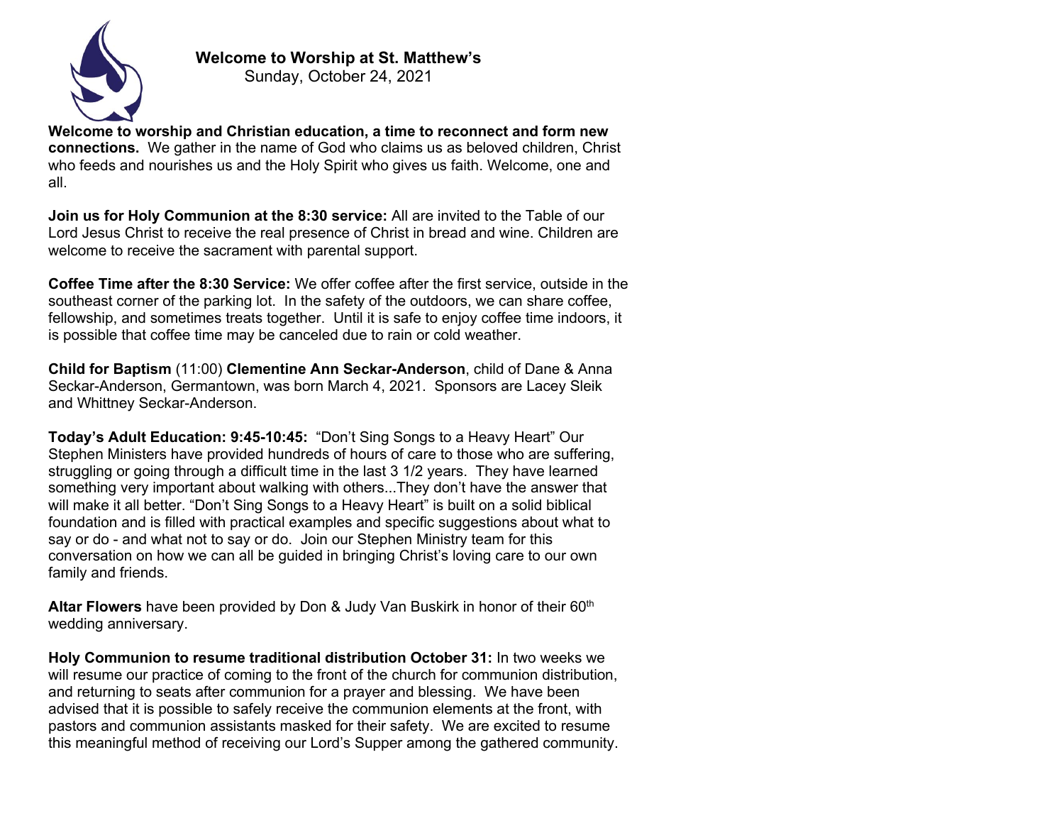# Welcome to Worship at St. Matthew's

Sunday, October 24, 2021

**Welcome to worship and Christian education, a time to reconnect and form new connections.** We gather in the name of God who claims us as beloved children, Christ who feeds and nourishes us and the Holy Spirit who gives us faith. Welcome, one and all.

**Join us for Holy Communion at the 8:30 service:** All are invited to the Table of our Lord Jesus Christ to receive the real presence of Christ in bread and wine. Children are welcome to receive the sacrament with parental support.

**Coffee Time after the 8:30 Service:** We offer coffee after the first service, outside in the southeast corner of the parking lot. In the safety of the outdoors, we can share coffee, fellowship, and sometimes treats together. Until it is safe to enjoy coffee time indoors, it is possible that coffee time may be canceled due to rain or cold weather.

**Child for Baptism** (11:00) **Clementine Ann Seckar-Anderson**, child of Dane & Anna Seckar-Anderson, Germantown, was born March 4, 2021. Sponsors are Lacey Sleik and Whittney Seckar-Anderson.

**Today's Adult Education: 9:45-10:45:** "Don't Sing Songs to a Heavy Heart" Our Stephen Ministers have provided hundreds of hours of care to those who are suffering, struggling or going through a difficult time in the last 3 1/2 years. They have learned something very important about walking with others...They don't have the answer that will make it all better. "Don't Sing Songs to a Heavy Heart" is built on a solid biblical foundation and is filled with practical examples and specific suggestions about what to say or do - and what not to say or do. Join our Stephen Ministry team for this conversation on how we can all be guided in bringing Christ's loving care to our own family and friends.

**Altar Flowers** have been provided by Don & Judy Van Buskirk in honor of their 60th wedding anniversary.

**Holy Communion to resume traditional distribution October 31:** In two weeks we will resume our practice of coming to the front of the church for communion distribution, and returning to seats after communion for a prayer and blessing. We have been advised that it is possible to safely receive the communion elements at the front, with pastors and communion assistants masked for their safety. We are excited to resume this meaningful method of receiving our Lord's Supper among the gathered community.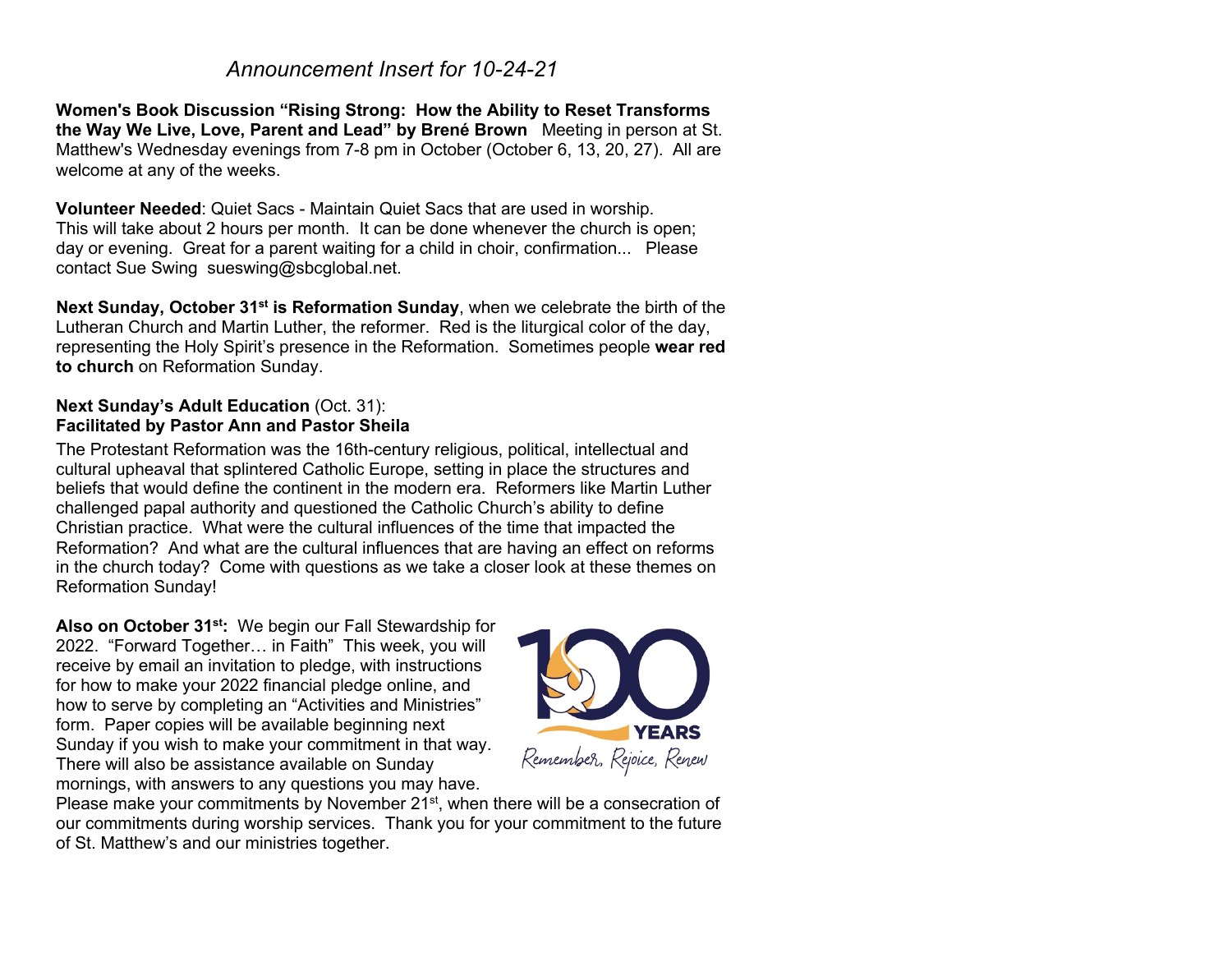*Announcement Insert for 10-24-21*

**Women's Book Discussion "Rising Strong: How the Ability to Reset Transforms the Way We Live, Love, Parent and Lead" by Brené Brown** Meeting in person at St. Matthew's Wednesday evenings from 7-8 pm in October (October 6, 13, 20, 27). All are welcome at any of the weeks.

**Volunteer Needed**: Quiet Sacs - Maintain Quiet Sacs that are used in worship. This will take about 2 hours per month. It can be done whenever the church is open; day or evening. Great for a parent waiting for a child in choir, confirmation... Please contact Sue Swing sueswing@sbcglobal.net.

**Next Sunday, October 31st is Reformation Sunday**, when we celebrate the birth of the Lutheran Church and Martin Luther, the reformer. Red is the liturgical color of the day, representing the Holy Spirit's presence in the Reformation. Sometimes people **wear red to church** on Reformation Sunday.

**Next Sunday's Adult Education** (Oct. 31):
**Facilitated by Pastor Ann and Pastor Sheila**

The Protestant Reformation was the 16th-century religious, political, intellectual and cultural upheaval that splintered Catholic Europe, setting in place the structures and beliefs that would define the continent in the modern era. Reformers like Martin Luther challenged papal authority and questioned the Catholic Church's ability to define Christian practice. What were the cultural influences of the time that impacted the Reformation? And what are the cultural influences that are having an effect on reforms in the church today? Come with questions as we take a closer look at these themes on Reformation Sunday!

**Also on October 31st:** We begin our Fall Stewardship for 2022. "Forward Together… in Faith" This week, you will receive by email an invitation to pledge, with instructions for how to make your 2022 financial pledge online, and how to serve by completing an "Activities and Ministries" form. Paper copies will be available beginning next Sunday if you wish to make your commitment in that way. There will also be assistance available on Sunday mornings, with answers to any questions you may have. Please make your commitments by November 21st, when there will be a consecration of our commitments during worship services. Thank you for your commitment to the future of St. Matthew's and our ministries together.

100 YEARS
Remember, Rejoice, Renew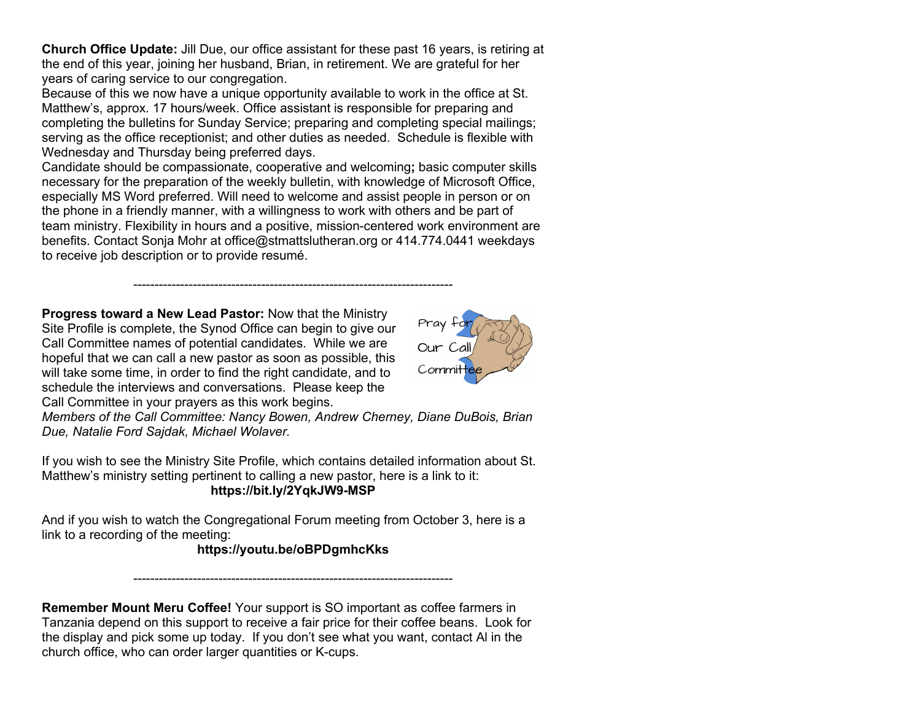**Church Office Update:** Jill Due, our office assistant for these past 16 years, is retiring at the end of this year, joining her husband, Brian, in retirement. We are grateful for her years of caring service to our congregation.

Because of this we now have a unique opportunity available to work in the office at St. Matthew's, approx. 17 hours/week. Office assistant is responsible for preparing and completing the bulletins for Sunday Service; preparing and completing special mailings; serving as the office receptionist; and other duties as needed. Schedule is flexible with Wednesday and Thursday being preferred days.

Candidate should be compassionate, cooperative and welcoming**;** basic computer skills necessary for the preparation of the weekly bulletin, with knowledge of Microsoft Office, especially MS Word preferred. Will need to welcome and assist people in person or on the phone in a friendly manner, with a willingness to work with others and be part of team ministry. Flexibility in hours and a positive, mission-centered work environment are benefits. Contact Sonja Mohr at office@stmattslutheran.org or 414.774.0441 weekdays to receive job description or to provide resumé.

---

**Progress toward a New Lead Pastor:** Now that the Ministry Site Profile is complete, the Synod Office can begin to give our Call Committee names of potential candidates. While we are hopeful that we can call a new pastor as soon as possible, this will take some time, in order to find the right candidate, and to schedule the interviews and conversations. Please keep the Call Committee in your prayers as this work begins.

Pray for Our Call Committee

*Members of the Call Committee: Nancy Bowen, Andrew Cherney, Diane DuBois, Brian Due, Natalie Ford Sajdak, Michael Wolaver.*

If you wish to see the Ministry Site Profile, which contains detailed information about St. Matthew's ministry setting pertinent to calling a new pastor, here is a link to it:

**https://bit.ly/2YqkJW9-MSP**

And if you wish to watch the Congregational Forum meeting from October 3, here is a link to a recording of the meeting:

**https://youtu.be/oBPDgmhcKks**

---

**Remember Mount Meru Coffee!** Your support is SO important as coffee farmers in Tanzania depend on this support to receive a fair price for their coffee beans. Look for the display and pick some up today. If you don't see what you want, contact Al in the church office, who can order larger quantities or K-cups.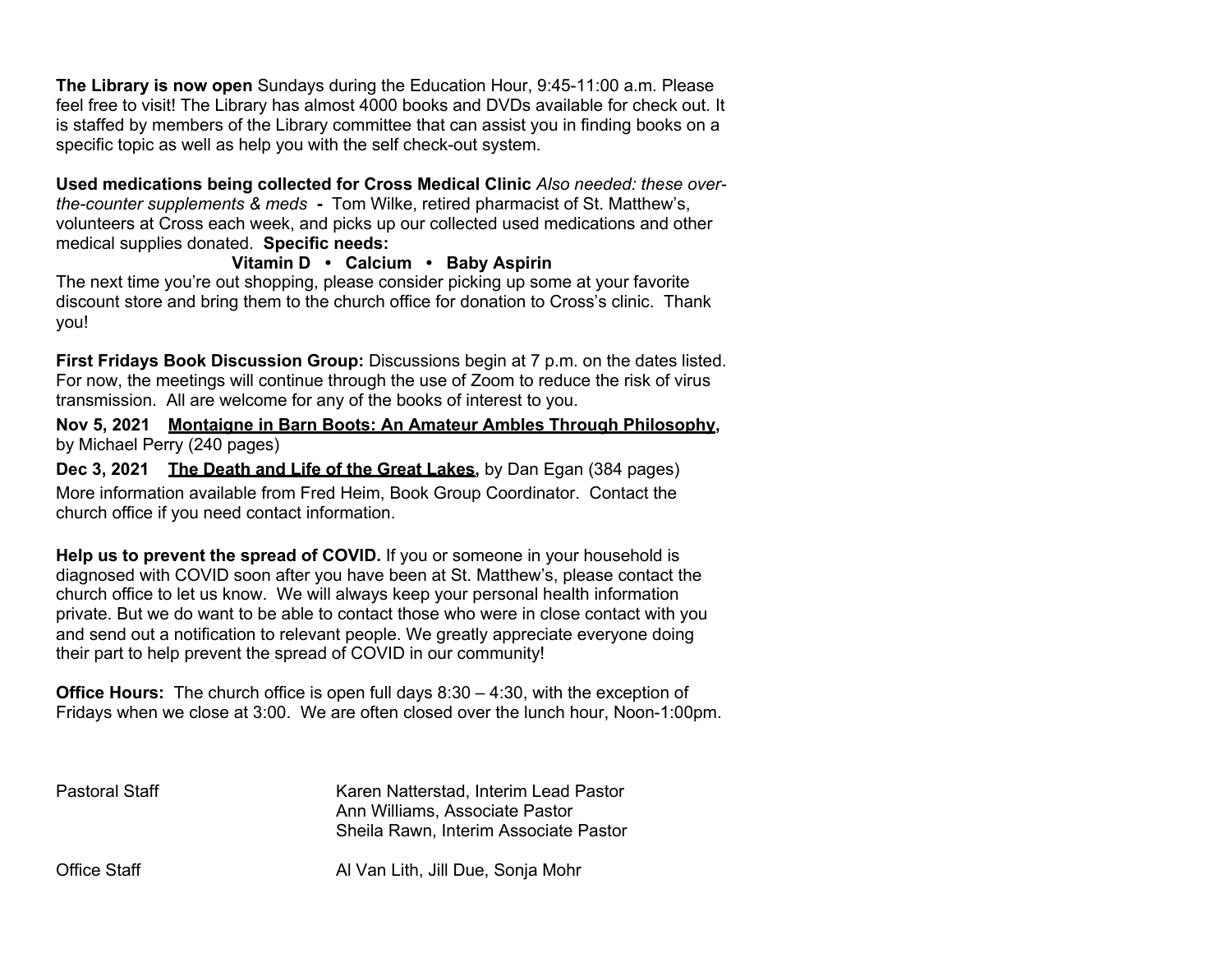**The Library is now open** Sundays during the Education Hour, 9:45-11:00 a.m. Please feel free to visit! The Library has almost 4000 books and DVDs available for check out. It is staffed by members of the Library committee that can assist you in finding books on a specific topic as well as help you with the self check-out system.

**Used medications being collected for Cross Medical Clinic** *Also needed: these over-the-counter supplements & meds* **-** Tom Wilke, retired pharmacist of St. Matthew's, volunteers at Cross each week, and picks up our collected used medications and other medical supplies donated. **Specific needs:**

**Vitamin D • Calcium • Baby Aspirin**

The next time you're out shopping, please consider picking up some at your favorite discount store and bring them to the church office for donation to Cross's clinic. Thank you!

**First Fridays Book Discussion Group:** Discussions begin at 7 p.m. on the dates listed. For now, the meetings will continue through the use of Zoom to reduce the risk of virus transmission. All are welcome for any of the books of interest to you.

**Nov 5, 2021** **Montaigne in Barn Boots: An Amateur Ambles Through Philosophy,** by Michael Perry (240 pages)

**Dec 3, 2021** **The Death and Life of the Great Lakes**, by Dan Egan (384 pages)

More information available from Fred Heim, Book Group Coordinator. Contact the church office if you need contact information.

**Help us to prevent the spread of COVID.** If you or someone in your household is diagnosed with COVID soon after you have been at St. Matthew's, please contact the church office to let us know. We will always keep your personal health information private. But we do want to be able to contact those who were in close contact with you and send out a notification to relevant people. We greatly appreciate everyone doing their part to help prevent the spread of COVID in our community!

**Office Hours:** The church office is open full days 8:30 – 4:30, with the exception of Fridays when we close at 3:00. We are often closed over the lunch hour, Noon-1:00pm.

| | |
|---|---|
| Pastoral Staff | Karen Natterstad, Interim Lead Pastor<br>Ann Williams, Associate Pastor<br>Sheila Rawn, Interim Associate Pastor |
| Office Staff | Al Van Lith, Jill Due, Sonja Mohr |